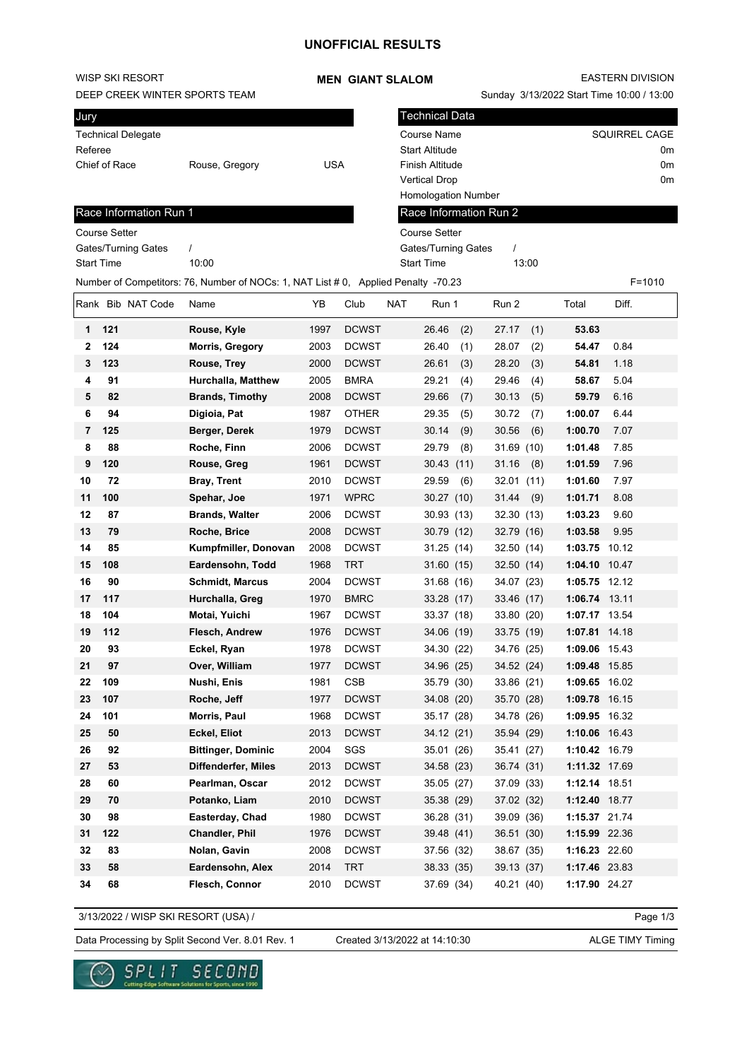# UNOFFICIAL RESULTS

WISP SKI RESORT
DEEP CREEK WINTER SPORTS TEAM

**MEN GIANT SLALOM**

EASTERN DIVISION
Sunday 3/13/2022 Start Time 10:00 / 13:00

| Jury | | |
|---|---|---|
| Technical Delegate | | |
| Referee | | |
| Chief of Race | Rouse, Gregory | USA |

| Technical Data | |
|---|---|
| Course Name | SQUIRREL CAGE |
| Start Altitude | 0m |
| Finish Altitude | 0m |
| Vertical Drop | 0m |
| Homologation Number | |

| Race Information Run 1 | |
|---|---|
| Course Setter | |
| Gates/Turning Gates | / |
| Start Time | 10:00 |

| Race Information Run 2 | |
|---|---|
| Course Setter | |
| Gates/Turning Gates | / |
| Start Time | 13:00 |

Number of Competitors: 76, Number of NOCs: 1, NAT List # 0, Applied Penalty -70.23 F=1010

| Rank | Bib | NAT Code | Name | YB | Club | NAT | Run 1 | Run 2 | Total | Diff. |
|---|---|---|---|---|---|---|---|---|---|---|
| **1** | **121** | | **Rouse, Kyle** | 1997 | DCWST | | 26.46 (2) | 27.17 (1) | **53.63** | |
| **2** | **124** | | **Morris, Gregory** | 2003 | DCWST | | 26.40 (1) | 28.07 (2) | **54.47** | 0.84 |
| **3** | **123** | | **Rouse, Trey** | 2000 | DCWST | | 26.61 (3) | 28.20 (3) | **54.81** | 1.18 |
| **4** | **91** | | **Hurchalla, Matthew** | 2005 | BMRA | | 29.21 (4) | 29.46 (4) | **58.67** | 5.04 |
| **5** | **82** | | **Brands, Timothy** | 2008 | DCWST | | 29.66 (7) | 30.13 (5) | **59.79** | 6.16 |
| **6** | **94** | | **Digioia, Pat** | 1987 | OTHER | | 29.35 (5) | 30.72 (7) | **1:00.07** | 6.44 |
| **7** | **125** | | **Berger, Derek** | 1979 | DCWST | | 30.14 (9) | 30.56 (6) | **1:00.70** | 7.07 |
| **8** | **88** | | **Roche, Finn** | 2006 | DCWST | | 29.79 (8) | 31.69 (10) | **1:01.48** | 7.85 |
| **9** | **120** | | **Rouse, Greg** | 1961 | DCWST | | 30.43 (11) | 31.16 (8) | **1:01.59** | 7.96 |
| **10** | **72** | | **Bray, Trent** | 2010 | DCWST | | 29.59 (6) | 32.01 (11) | **1:01.60** | 7.97 |
| **11** | **100** | | **Spehar, Joe** | 1971 | WPRC | | 30.27 (10) | 31.44 (9) | **1:01.71** | 8.08 |
| **12** | **87** | | **Brands, Walter** | 2006 | DCWST | | 30.93 (13) | 32.30 (13) | **1:03.23** | 9.60 |
| **13** | **79** | | **Roche, Brice** | 2008 | DCWST | | 30.79 (12) | 32.79 (16) | **1:03.58** | 9.95 |
| **14** | **85** | | **Kumpfmiller, Donovan** | 2008 | DCWST | | 31.25 (14) | 32.50 (14) | **1:03.75** | 10.12 |
| **15** | **108** | | **Eardensohn, Todd** | 1968 | TRT | | 31.60 (15) | 32.50 (14) | **1:04.10** | 10.47 |
| **16** | **90** | | **Schmidt, Marcus** | 2004 | DCWST | | 31.68 (16) | 34.07 (23) | **1:05.75** | 12.12 |
| **17** | **117** | | **Hurchalla, Greg** | 1970 | BMRC | | 33.28 (17) | 33.46 (17) | **1:06.74** | 13.11 |
| **18** | **104** | | **Motai, Yuichi** | 1967 | DCWST | | 33.37 (18) | 33.80 (20) | **1:07.17** | 13.54 |
| **19** | **112** | | **Flesch, Andrew** | 1976 | DCWST | | 34.06 (19) | 33.75 (19) | **1:07.81** | 14.18 |
| **20** | **93** | | **Eckel, Ryan** | 1978 | DCWST | | 34.30 (22) | 34.76 (25) | **1:09.06** | 15.43 |
| **21** | **97** | | **Over, William** | 1977 | DCWST | | 34.96 (25) | 34.52 (24) | **1:09.48** | 15.85 |
| **22** | **109** | | **Nushi, Enis** | 1981 | CSB | | 35.79 (30) | 33.86 (21) | **1:09.65** | 16.02 |
| **23** | **107** | | **Roche, Jeff** | 1977 | DCWST | | 34.08 (20) | 35.70 (28) | **1:09.78** | 16.15 |
| **24** | **101** | | **Morris, Paul** | 1968 | DCWST | | 35.17 (28) | 34.78 (26) | **1:09.95** | 16.32 |
| **25** | **50** | | **Eckel, Eliot** | 2013 | DCWST | | 34.12 (21) | 35.94 (29) | **1:10.06** | 16.43 |
| **26** | **92** | | **Bittinger, Dominic** | 2004 | SGS | | 35.01 (26) | 35.41 (27) | **1:10.42** | 16.79 |
| **27** | **53** | | **Diffenderfer, Miles** | 2013 | DCWST | | 34.58 (23) | 36.74 (31) | **1:11.32** | 17.69 |
| **28** | **60** | | **Pearlman, Oscar** | 2012 | DCWST | | 35.05 (27) | 37.09 (33) | **1:12.14** | 18.51 |
| **29** | **70** | | **Potanko, Liam** | 2010 | DCWST | | 35.38 (29) | 37.02 (32) | **1:12.40** | 18.77 |
| **30** | **98** | | **Easterday, Chad** | 1980 | DCWST | | 36.28 (31) | 39.09 (36) | **1:15.37** | 21.74 |
| **31** | **122** | | **Chandler, Phil** | 1976 | DCWST | | 39.48 (41) | 36.51 (30) | **1:15.99** | 22.36 |
| **32** | **83** | | **Nolan, Gavin** | 2008 | DCWST | | 37.56 (32) | 38.67 (35) | **1:16.23** | 22.60 |
| **33** | **58** | | **Eardensohn, Alex** | 2014 | TRT | | 38.33 (35) | 39.13 (37) | **1:17.46** | 23.83 |
| **34** | **68** | | **Flesch, Connor** | 2010 | DCWST | | 37.69 (34) | 40.21 (40) | **1:17.90** | 24.27 |

3/13/2022 / WISP SKI RESORT (USA) /

Data Processing by Split Second Ver. 8.01 Rev. 1 Created 3/13/2022 at 14:10:30 ALGE TIMY Timing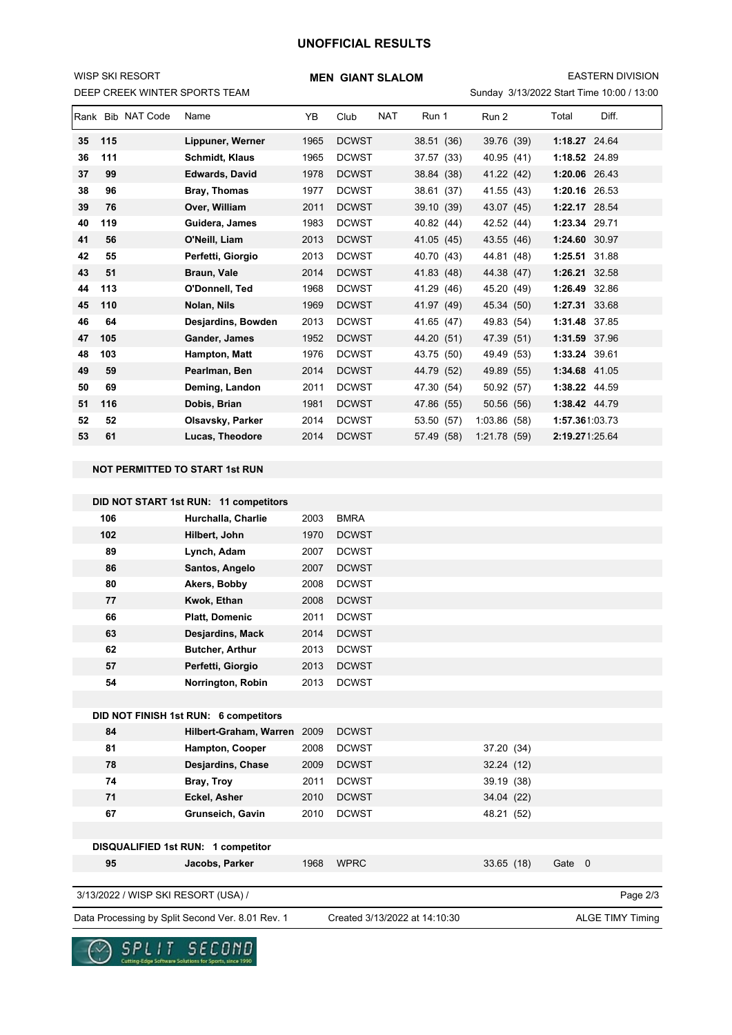**UNOFFICIAL RESULTS**

WISP SKI RESORT
DEEP CREEK WINTER SPORTS TEAM

**MEN GIANT SLALOM**

EASTERN DIVISION
Sunday 3/13/2022 Start Time 10:00 / 13:00

| Rank | Bib | NAT Code | Name | YB | Club | NAT | Run 1 | Run 2 | Total | Diff. |
|---|---|---|---|---|---|---|---|---|---|---|
| **35** | **115** | | **Lippuner, Werner** | 1965 | DCWST | | 38.51 (36) | 39.76 (39) | **1:18.27** | 24.64 |
| **36** | **111** | | **Schmidt, Klaus** | 1965 | DCWST | | 37.57 (33) | 40.95 (41) | **1:18.52** | 24.89 |
| **37** | **99** | | **Edwards, David** | 1978 | DCWST | | 38.84 (38) | 41.22 (42) | **1:20.06** | 26.43 |
| **38** | **96** | | **Bray, Thomas** | 1977 | DCWST | | 38.61 (37) | 41.55 (43) | **1:20.16** | 26.53 |
| **39** | **76** | | **Over, William** | 2011 | DCWST | | 39.10 (39) | 43.07 (45) | **1:22.17** | 28.54 |
| **40** | **119** | | **Guidera, James** | 1983 | DCWST | | 40.82 (44) | 42.52 (44) | **1:23.34** | 29.71 |
| **41** | **56** | | **O'Neill, Liam** | 2013 | DCWST | | 41.05 (45) | 43.55 (46) | **1:24.60** | 30.97 |
| **42** | **55** | | **Perfetti, Giorgio** | 2013 | DCWST | | 40.70 (43) | 44.81 (48) | **1:25.51** | 31.88 |
| **43** | **51** | | **Braun, Vale** | 2014 | DCWST | | 41.83 (48) | 44.38 (47) | **1:26.21** | 32.58 |
| **44** | **113** | | **O'Donnell, Ted** | 1968 | DCWST | | 41.29 (46) | 45.20 (49) | **1:26.49** | 32.86 |
| **45** | **110** | | **Nolan, Nils** | 1969 | DCWST | | 41.97 (49) | 45.34 (50) | **1:27.31** | 33.68 |
| **46** | **64** | | **Desjardins, Bowden** | 2013 | DCWST | | 41.65 (47) | 49.83 (54) | **1:31.48** | 37.85 |
| **47** | **105** | | **Gander, James** | 1952 | DCWST | | 44.20 (51) | 47.39 (51) | **1:31.59** | 37.96 |
| **48** | **103** | | **Hampton, Matt** | 1976 | DCWST | | 43.75 (50) | 49.49 (53) | **1:33.24** | 39.61 |
| **49** | **59** | | **Pearlman, Ben** | 2014 | DCWST | | 44.79 (52) | 49.89 (55) | **1:34.68** | 41.05 |
| **50** | **69** | | **Deming, Landon** | 2011 | DCWST | | 47.30 (54) | 50.92 (57) | **1:38.22** | 44.59 |
| **51** | **116** | | **Dobis, Brian** | 1981 | DCWST | | 47.86 (55) | 50.56 (56) | **1:38.42** | 44.79 |
| **52** | **52** | | **Olsavsky, Parker** | 2014 | DCWST | | 53.50 (57) | 1:03.86 (58) | **1:57.36** | 1:03.73 |
| **53** | **61** | | **Lucas, Theodore** | 2014 | DCWST | | 57.49 (58) | 1:21.78 (59) | **2:19.27** | 1:25.64 |

**NOT PERMITTED TO START 1st RUN**

**DID NOT START 1st RUN: 11 competitors**

| Bib | Name | YB | Club |
|---|---|---|---|
| **106** | **Hurchalla, Charlie** | 2003 | BMRA |
| **102** | **Hilbert, John** | 1970 | DCWST |
| **89** | **Lynch, Adam** | 2007 | DCWST |
| **86** | **Santos, Angelo** | 2007 | DCWST |
| **80** | **Akers, Bobby** | 2008 | DCWST |
| **77** | **Kwok, Ethan** | 2008 | DCWST |
| **66** | **Platt, Domenic** | 2011 | DCWST |
| **63** | **Desjardins, Mack** | 2014 | DCWST |
| **62** | **Butcher, Arthur** | 2013 | DCWST |
| **57** | **Perfetti, Giorgio** | 2013 | DCWST |
| **54** | **Norrington, Robin** | 2013 | DCWST |

**DID NOT FINISH 1st RUN: 6 competitors**

| Bib | Name | YB | Club | Run 2 |
|---|---|---|---|---|
| **84** | **Hilbert-Graham, Warren** | 2009 | DCWST | |
| **81** | **Hampton, Cooper** | 2008 | DCWST | 37.20 (34) |
| **78** | **Desjardins, Chase** | 2009 | DCWST | 32.24 (12) |
| **74** | **Bray, Troy** | 2011 | DCWST | 39.19 (38) |
| **71** | **Eckel, Asher** | 2010 | DCWST | 34.04 (22) |
| **67** | **Grunseich, Gavin** | 2010 | DCWST | 48.21 (52) |

**DISQUALIFIED 1st RUN: 1 competitor**

| Bib | Name | YB | Club | Run 2 | |
|---|---|---|---|---|---|
| **95** | **Jacobs, Parker** | 1968 | WPRC | 33.65 (18) | Gate 0 |

3/13/2022 / WISP SKI RESORT (USA) /

Data Processing by Split Second Ver. 8.01 Rev. 1 — Created 3/13/2022 at 14:10:30 — ALGE TIMY Timing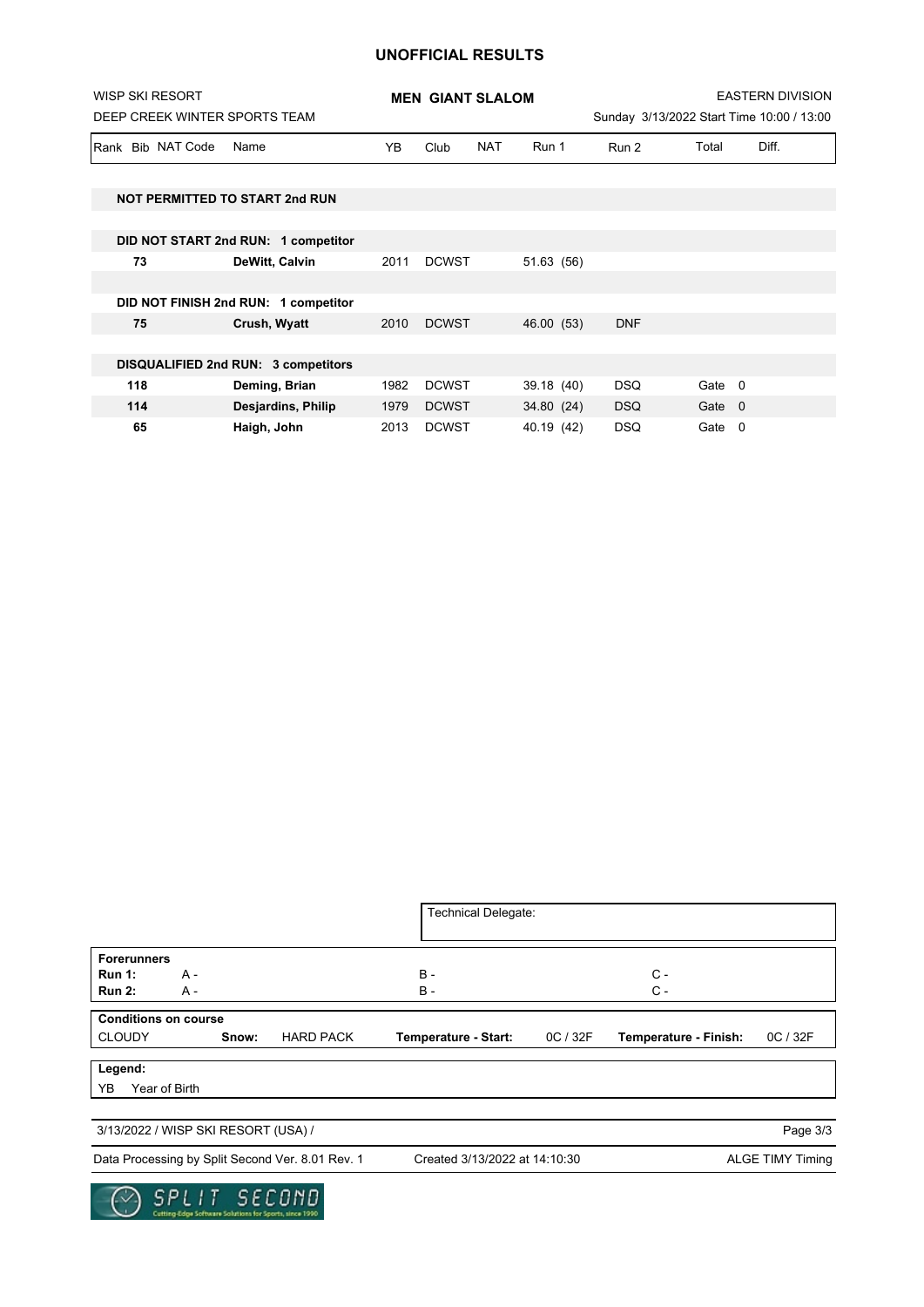# UNOFFICIAL RESULTS

WISP SKI RESORT

DEEP CREEK WINTER SPORTS TEAM

**MEN GIANT SLALOM**

EASTERN DIVISION

Sunday 3/13/2022 Start Time 10:00 / 13:00

| Rank | Bib | NAT Code | Name | YB | Club | NAT | Run 1 | Run 2 | Total | Diff. |
|---|---|---|---|---|---|---|---|---|---|---|
| **NOT PERMITTED TO START 2nd RUN** | | | | | | | | | | |
| **DID NOT START 2nd RUN: 1 competitor** | | | | | | | | | | |
| | **73** | | **DeWitt, Calvin** | 2011 | DCWST | | 51.63 (56) | | | |
| **DID NOT FINISH 2nd RUN: 1 competitor** | | | | | | | | | | |
| | **75** | | **Crush, Wyatt** | 2010 | DCWST | | 46.00 (53) | DNF | | |
| **DISQUALIFIED 2nd RUN: 3 competitors** | | | | | | | | | | |
| | **118** | | **Deming, Brian** | 1982 | DCWST | | 39.18 (40) | DSQ | Gate 0 | |
| | **114** | | **Desjardins, Philip** | 1979 | DCWST | | 34.80 (24) | DSQ | Gate 0 | |
| | **65** | | **Haigh, John** | 2013 | DCWST | | 40.19 (42) | DSQ | Gate 0 | |

Technical Delegate:

**Forerunners**

| | | | |
|---|---|---|---|
| **Run 1:** | A - | B - | C - |
| **Run 2:** | A - | B - | C - |

**Conditions on course**

CLOUDY **Snow:** HARD PACK **Temperature - Start:** 0C / 32F **Temperature - Finish:** 0C / 32F

**Legend:**

YB Year of Birth

3/13/2022 / WISP SKI RESORT (USA) /

Data Processing by Split Second Ver. 8.01 Rev. 1 Created 3/13/2022 at 14:10:30 ALGE TIMY Timing